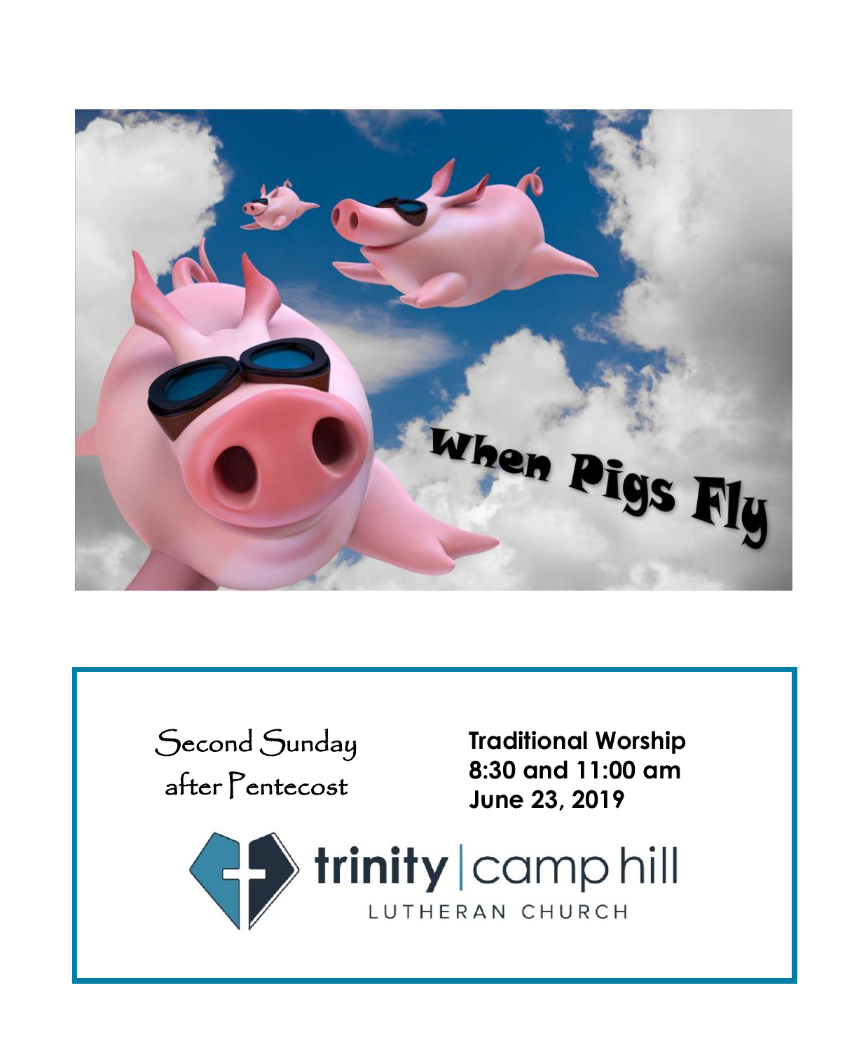When Pigs Fly

Second Sunday after Pentecost

**Traditional Worship**
**8:30 and 11:00 am**
**June 23, 2019**

**trinity** | camp hill

LUTHERAN CHURCH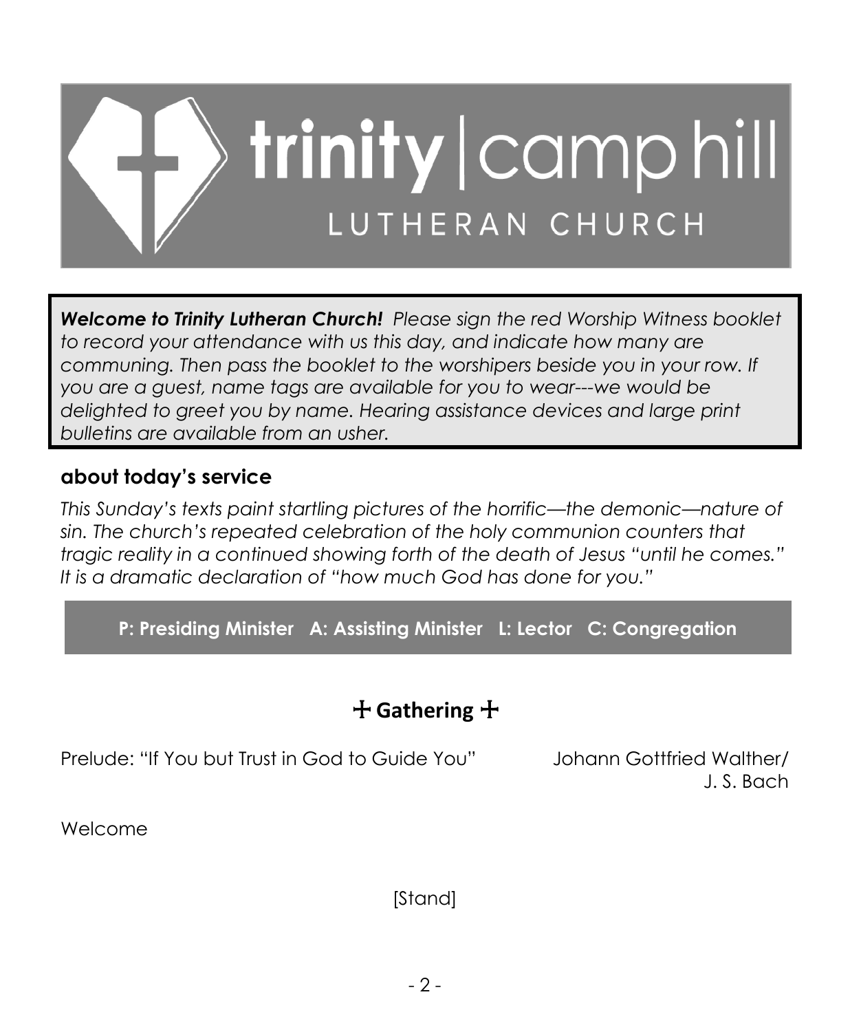# trinity | camp hill LUTHERAN CHURCH

***Welcome to Trinity Lutheran Church!*** *Please sign the red Worship Witness booklet to record your attendance with us this day, and indicate how many are communing. Then pass the booklet to the worshipers beside you in your row. If you are a guest, name tags are available for you to wear---we would be delighted to greet you by name. Hearing assistance devices and large print bulletins are available from an usher.*

## about today's service

*This Sunday's texts paint startling pictures of the horrific—the demonic—nature of sin. The church's repeated celebration of the holy communion counters that tragic reality in a continued showing forth of the death of Jesus "until he comes." It is a dramatic declaration of "how much God has done for you."*

**P: Presiding Minister A: Assisting Minister L: Lector C: Congregation**

## ☩ Gathering ☩

Prelude: "If You but Trust in God to Guide You" Johann Gottfried Walther/ J. S. Bach

Welcome

[Stand]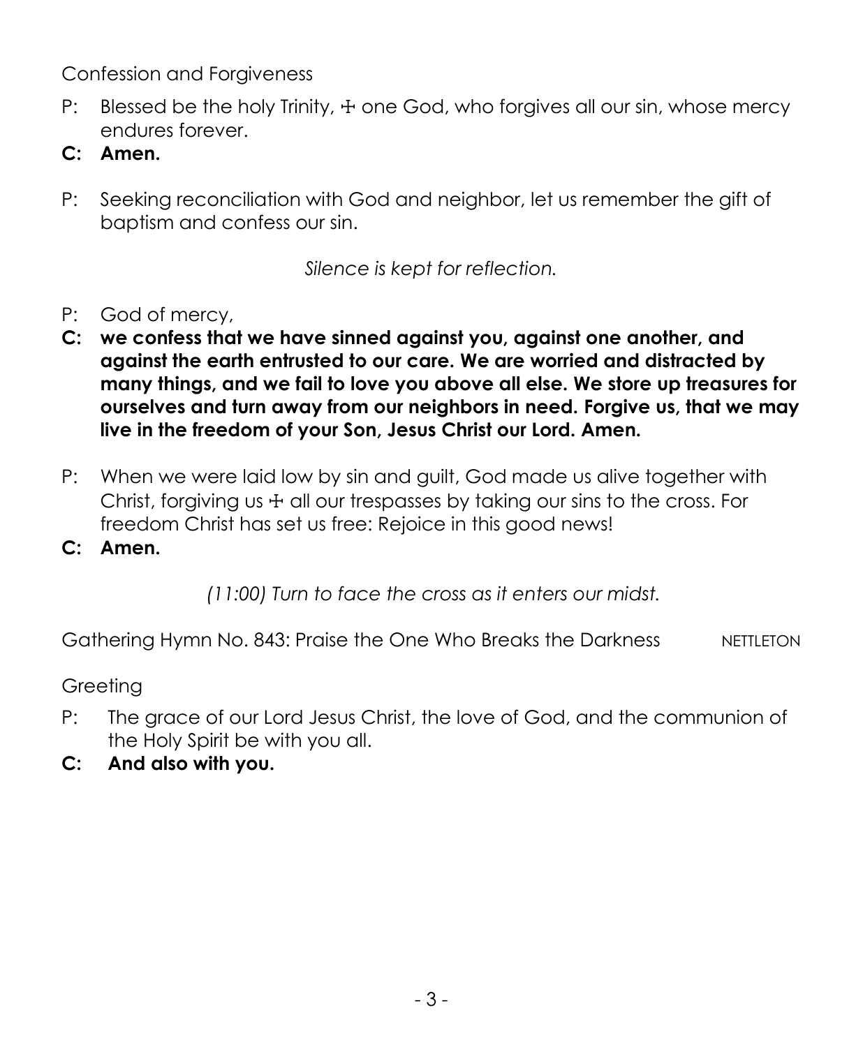## Confession and Forgiveness

P: Blessed be the holy Trinity, ☩ one God, who forgives all our sin, whose mercy endures forever.

**C: Amen.**

P: Seeking reconciliation with God and neighbor, let us remember the gift of baptism and confess our sin.

*Silence is kept for reflection.*

P: God of mercy,

**C: we confess that we have sinned against you, against one another, and against the earth entrusted to our care. We are worried and distracted by many things, and we fail to love you above all else. We store up treasures for ourselves and turn away from our neighbors in need. Forgive us, that we may live in the freedom of your Son, Jesus Christ our Lord. Amen.**

P: When we were laid low by sin and guilt, God made us alive together with Christ, forgiving us ☩ all our trespasses by taking our sins to the cross. For freedom Christ has set us free: Rejoice in this good news!

**C: Amen.**

*(11:00) Turn to face the cross as it enters our midst.*

## Gathering Hymn No. 843: Praise the One Who Breaks the Darkness — NETTLETON

## Greeting

P: The grace of our Lord Jesus Christ, the love of God, and the communion of the Holy Spirit be with you all.

**C: And also with you.**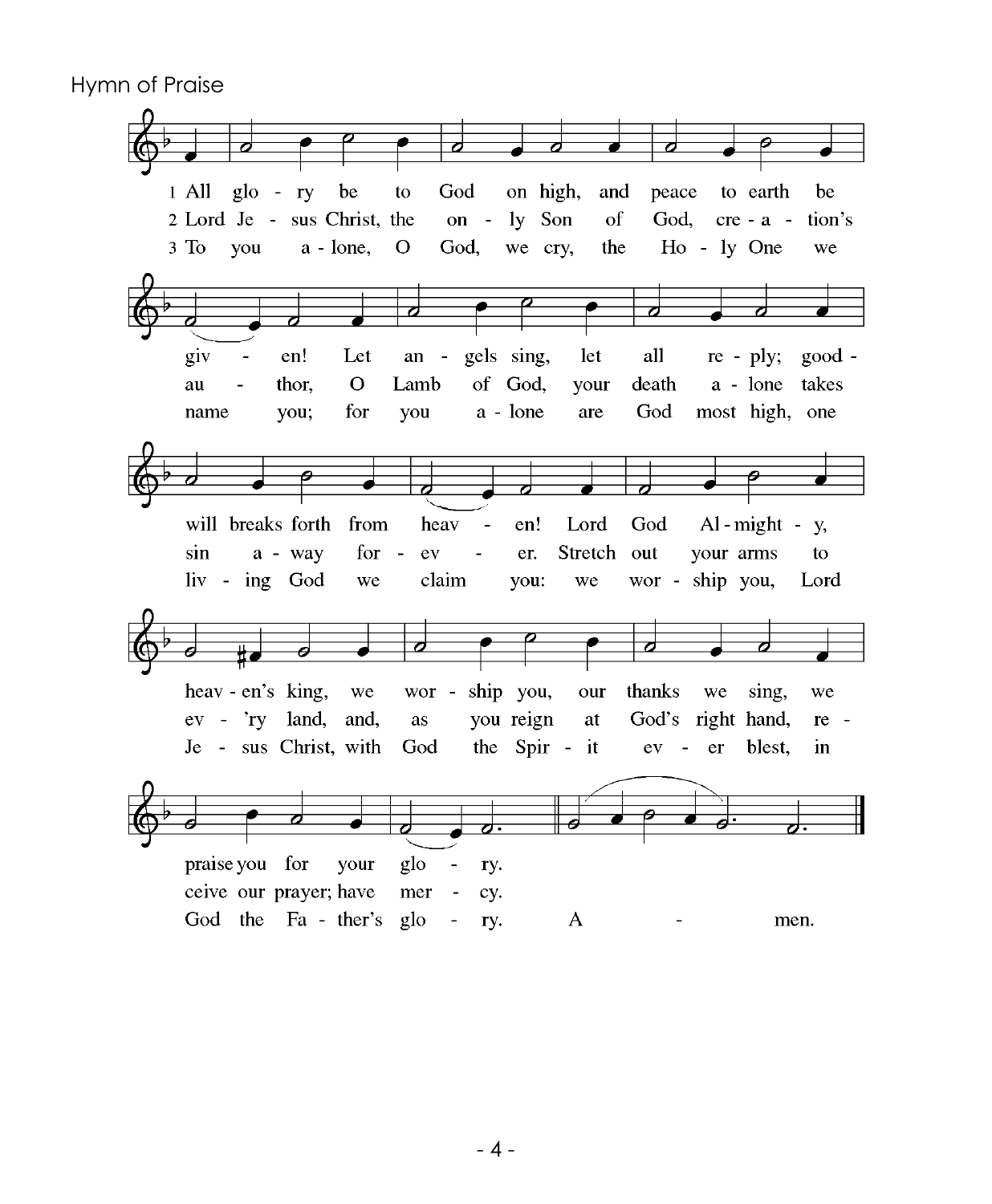Hymn of Praise

1 All glory be to God on high, and peace to earth be
given! Let angels sing, let all reply; good-
will breaks forth from heaven! Lord God Almighty,
heaven's king, we worship you, our thanks we sing, we
praise you for your glory.

2 Lord Jesus Christ, the only Son of God, creation's
author, O Lamb of God, your death alone takes
sin away forever. Stretch out your arms to
ev'ry land, and, as you reign at God's right hand, re-
ceive our prayer; have mercy.

3 To you alone, O God, we cry, the Holy One we
name you; for you alone are God most high, one
living God we claim you: we worship you, Lord
Jesus Christ, with God the Spirit ever blest, in
God the Father's glory. Amen.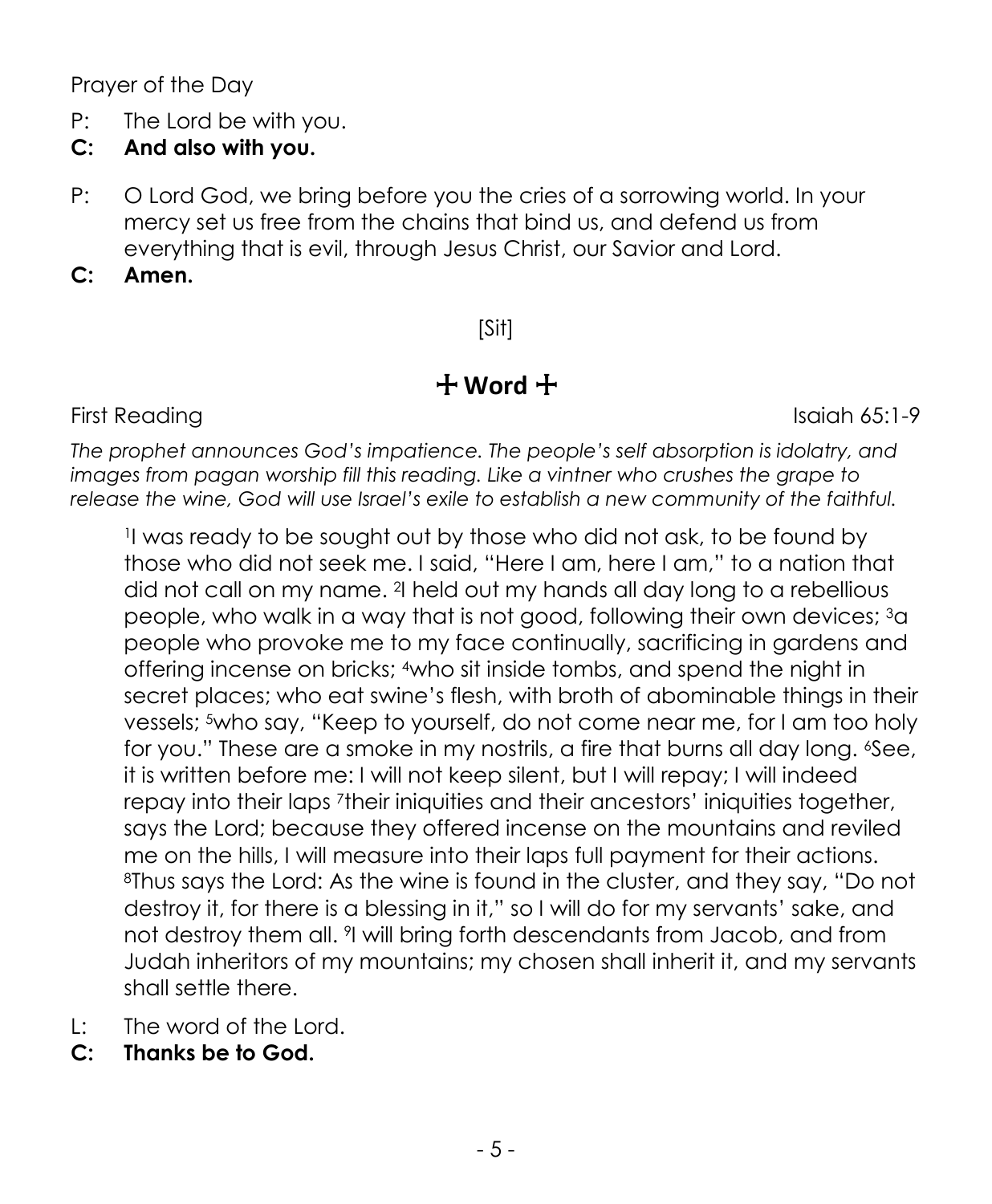Prayer of the Day

P: The Lord be with you.

**C: And also with you.**

P: O Lord God, we bring before you the cries of a sorrowing world. In your mercy set us free from the chains that bind us, and defend us from everything that is evil, through Jesus Christ, our Savior and Lord.

**C: Amen.**

[Sit]

## ☩ Word ☩

First Reading Isaiah 65:1-9

*The prophet announces God's impatience. The people's self absorption is idolatry, and images from pagan worship fill this reading. Like a vintner who crushes the grape to release the wine, God will use Israel's exile to establish a new community of the faithful.*

[1]I was ready to be sought out by those who did not ask, to be found by those who did not seek me. I said, "Here I am, here I am," to a nation that did not call on my name. [2]I held out my hands all day long to a rebellious people, who walk in a way that is not good, following their own devices; [3]a people who provoke me to my face continually, sacrificing in gardens and offering incense on bricks; [4]who sit inside tombs, and spend the night in secret places; who eat swine's flesh, with broth of abominable things in their vessels; [5]who say, "Keep to yourself, do not come near me, for I am too holy for you." These are a smoke in my nostrils, a fire that burns all day long. [6]See, it is written before me: I will not keep silent, but I will repay; I will indeed repay into their laps [7]their iniquities and their ancestors' iniquities together, says the Lord; because they offered incense on the mountains and reviled me on the hills, I will measure into their laps full payment for their actions. [8]Thus says the Lord: As the wine is found in the cluster, and they say, "Do not destroy it, for there is a blessing in it," so I will do for my servants' sake, and not destroy them all. [9]I will bring forth descendants from Jacob, and from Judah inheritors of my mountains; my chosen shall inherit it, and my servants shall settle there.

L: The word of the Lord.

**C: Thanks be to God.**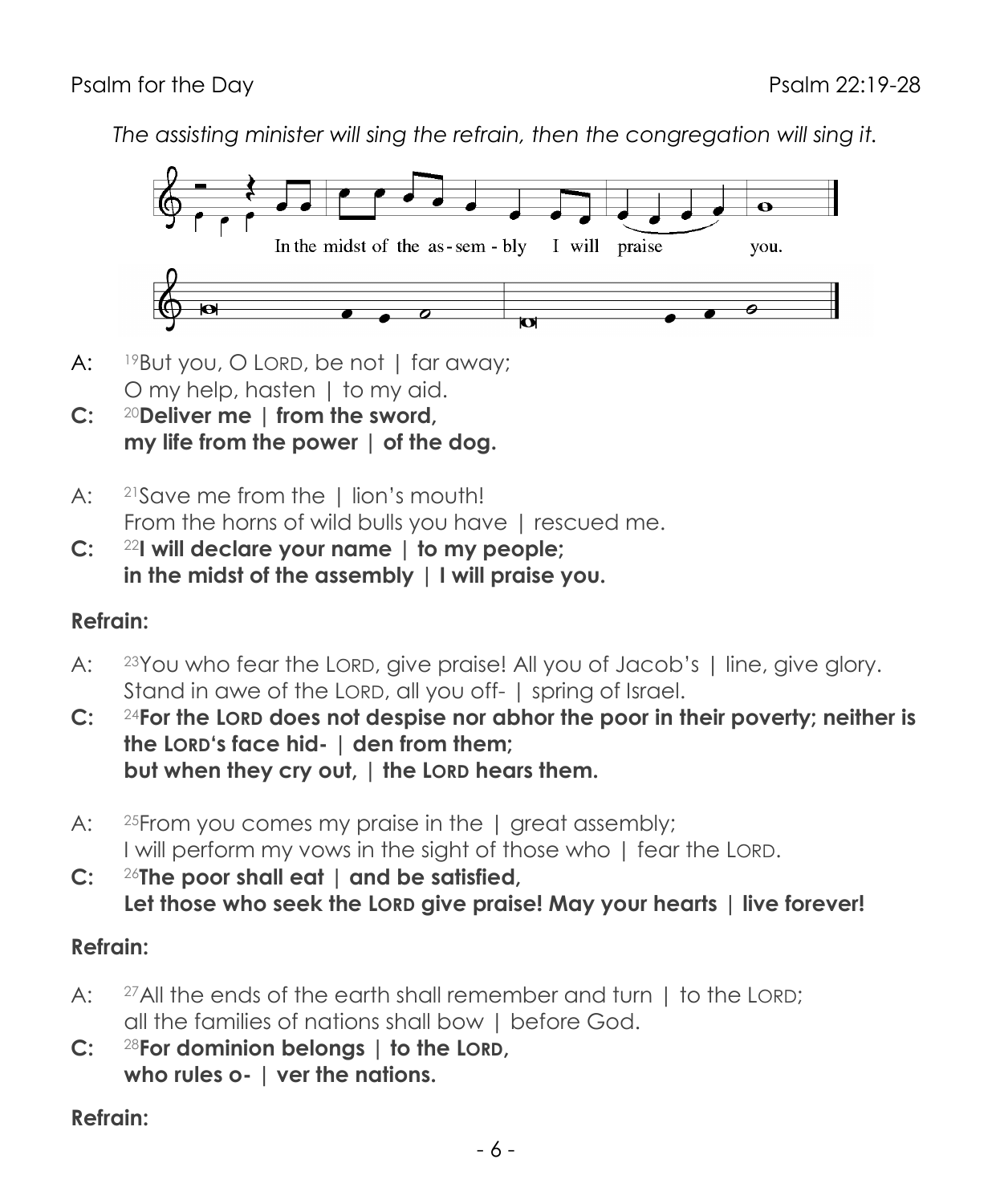Psalm for the Day Psalm 22:19-28

*The assisting minister will sing the refrain, then the congregation will sing it.*

In the midst of the as - sem - bly I will praise you.

A: [19]But you, O LORD, be not | far away;
O my help, hasten | to my aid.

**C: [20]Deliver me | from the sword,**
**my life from the power | of the dog.**

A: [21]Save me from the | lion's mouth!
From the horns of wild bulls you have | rescued me.

**C: [22]I will declare your name | to my people;**
**in the midst of the assembly | I will praise you.**

**Refrain:**

A: [23]You who fear the LORD, give praise! All you of Jacob's | line, give glory.
Stand in awe of the LORD, all you off- | spring of Israel.

**C: [24]For the LORD does not despise nor abhor the poor in their poverty; neither is the LORD's face hid- | den from them;**
**but when they cry out, | the LORD hears them.**

A: [25]From you comes my praise in the | great assembly;
I will perform my vows in the sight of those who | fear the LORD.

**C: [26]The poor shall eat | and be satisfied,**
**Let those who seek the LORD give praise! May your hearts | live forever!**

**Refrain:**

A: [27]All the ends of the earth shall remember and turn | to the LORD;
all the families of nations shall bow | before God.

**C: [28]For dominion belongs | to the LORD,**
**who rules o- | ver the nations.**

**Refrain:**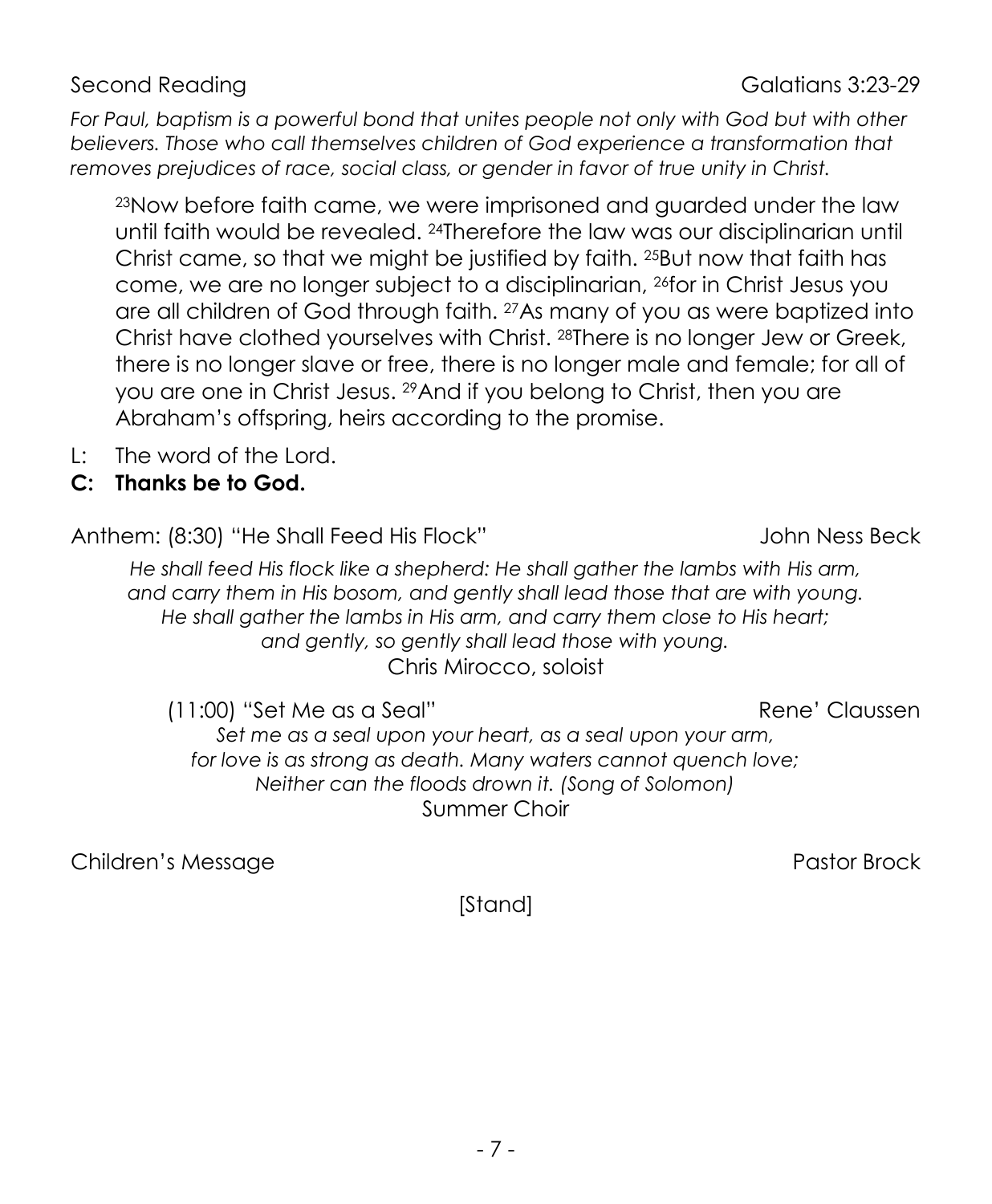Second Reading Galatians 3:23-29

*For Paul, baptism is a powerful bond that unites people not only with God but with other believers. Those who call themselves children of God experience a transformation that removes prejudices of race, social class, or gender in favor of true unity in Christ.*

> [23]Now before faith came, we were imprisoned and guarded under the law until faith would be revealed. [24]Therefore the law was our disciplinarian until Christ came, so that we might be justified by faith. [25]But now that faith has come, we are no longer subject to a disciplinarian, [26]for in Christ Jesus you are all children of God through faith. [27]As many of you as were baptized into Christ have clothed yourselves with Christ. [28]There is no longer Jew or Greek, there is no longer slave or free, there is no longer male and female; for all of you are one in Christ Jesus. [29]And if you belong to Christ, then you are Abraham's offspring, heirs according to the promise.

L: The word of the Lord.

**C: Thanks be to God.**

Anthem: (8:30) "He Shall Feed His Flock" John Ness Beck

*He shall feed His flock like a shepherd: He shall gather the lambs with His arm, and carry them in His bosom, and gently shall lead those that are with young. He shall gather the lambs in His arm, and carry them close to His heart; and gently, so gently shall lead those with young.*

Chris Mirocco, soloist

(11:00) "Set Me as a Seal" Rene' Claussen

*Set me as a seal upon your heart, as a seal upon your arm, for love is as strong as death. Many waters cannot quench love; Neither can the floods drown it. (Song of Solomon)*

Summer Choir

Children's Message Pastor Brock

[Stand]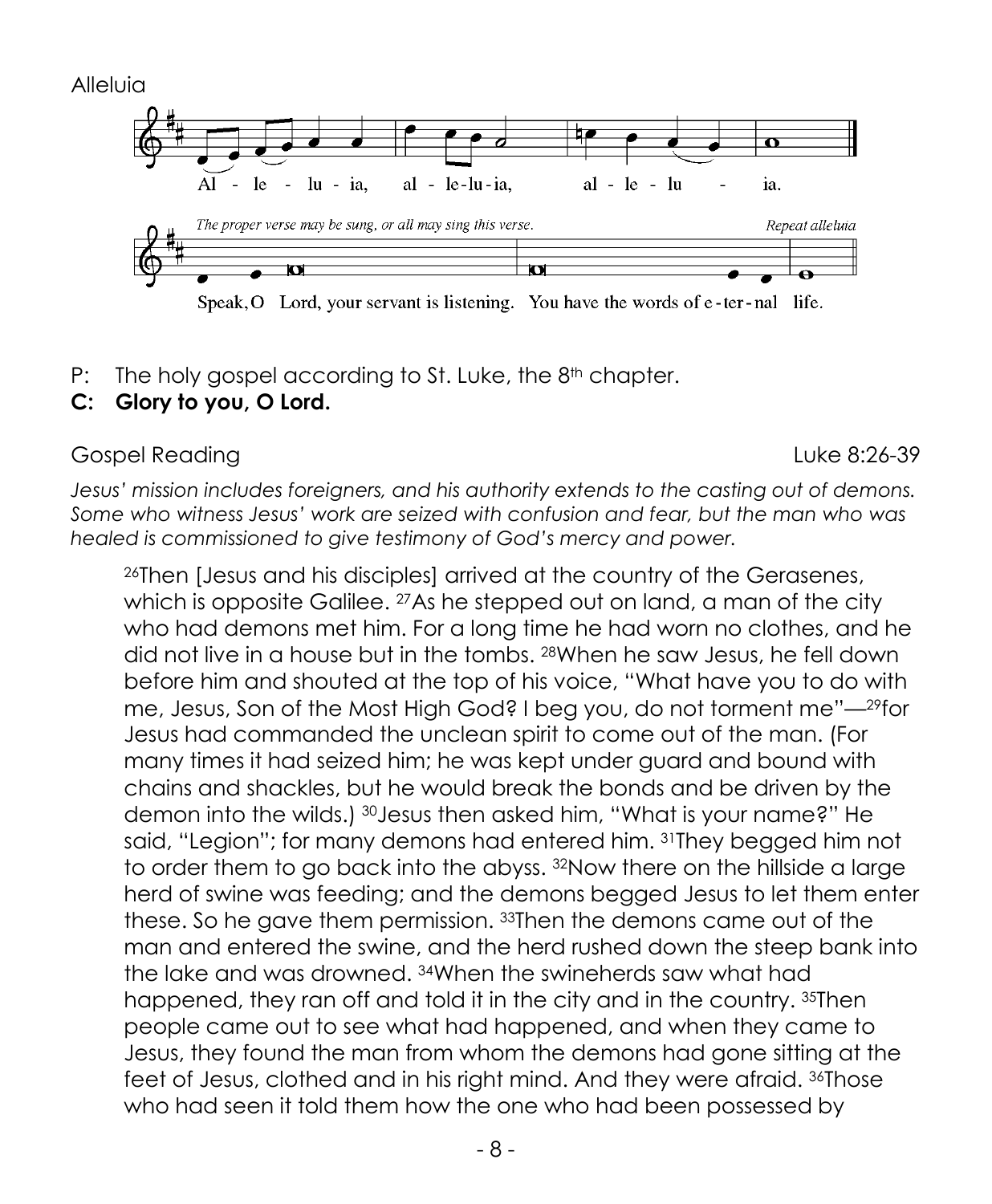Alleluia

Al - le - lu - ia, al - le-lu-ia, al - le - lu - ia.

*The proper verse may be sung, or all may sing this verse.* *Repeat alleluia*

Speak, O Lord, your servant is listening. You have the words of e-ter-nal life.

P: The holy gospel according to St. Luke, the 8th chapter.

**C: Glory to you, O Lord.**

Gospel Reading Luke 8:26-39

*Jesus' mission includes foreigners, and his authority extends to the casting out of demons. Some who witness Jesus' work are seized with confusion and fear, but the man who was healed is commissioned to give testimony of God's mercy and power.*

26Then [Jesus and his disciples] arrived at the country of the Gerasenes, which is opposite Galilee. 27As he stepped out on land, a man of the city who had demons met him. For a long time he had worn no clothes, and he did not live in a house but in the tombs. 28When he saw Jesus, he fell down before him and shouted at the top of his voice, "What have you to do with me, Jesus, Son of the Most High God? I beg you, do not torment me"—29for Jesus had commanded the unclean spirit to come out of the man. (For many times it had seized him; he was kept under guard and bound with chains and shackles, but he would break the bonds and be driven by the demon into the wilds.) 30Jesus then asked him, "What is your name?" He said, "Legion"; for many demons had entered him. 31They begged him not to order them to go back into the abyss. 32Now there on the hillside a large herd of swine was feeding; and the demons begged Jesus to let them enter these. So he gave them permission. 33Then the demons came out of the man and entered the swine, and the herd rushed down the steep bank into the lake and was drowned. 34When the swineherds saw what had happened, they ran off and told it in the city and in the country. 35Then people came out to see what had happened, and when they came to Jesus, they found the man from whom the demons had gone sitting at the feet of Jesus, clothed and in his right mind. And they were afraid. 36Those who had seen it told them how the one who had been possessed by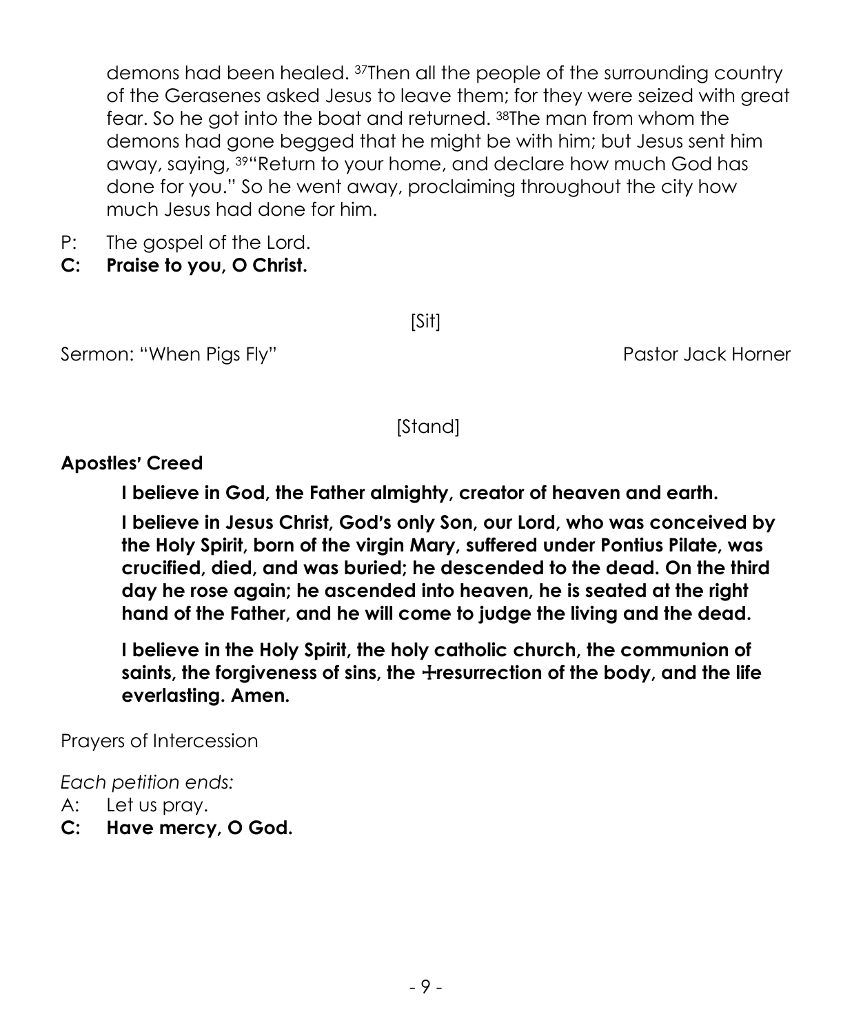demons had been healed. [37]Then all the people of the surrounding country of the Gerasenes asked Jesus to leave them; for they were seized with great fear. So he got into the boat and returned. [38]The man from whom the demons had gone begged that he might be with him; but Jesus sent him away, saying, [39]"Return to your home, and declare how much God has done for you." So he went away, proclaiming throughout the city how much Jesus had done for him.

P: The gospel of the Lord.
**C: Praise to you, O Christ.**

[Sit]

Sermon: "When Pigs Fly" Pastor Jack Horner

[Stand]

**Apostles' Creed**

**I believe in God, the Father almighty, creator of heaven and earth.**

**I believe in Jesus Christ, God's only Son, our Lord, who was conceived by the Holy Spirit, born of the virgin Mary, suffered under Pontius Pilate, was crucified, died, and was buried; he descended to the dead. On the third day he rose again; he ascended into heaven, he is seated at the right hand of the Father, and he will come to judge the living and the dead.**

**I believe in the Holy Spirit, the holy catholic church, the communion of saints, the forgiveness of sins, the ☩resurrection of the body, and the life everlasting. Amen.**

Prayers of Intercession

*Each petition ends:*
A: Let us pray.
**C: Have mercy, O God.**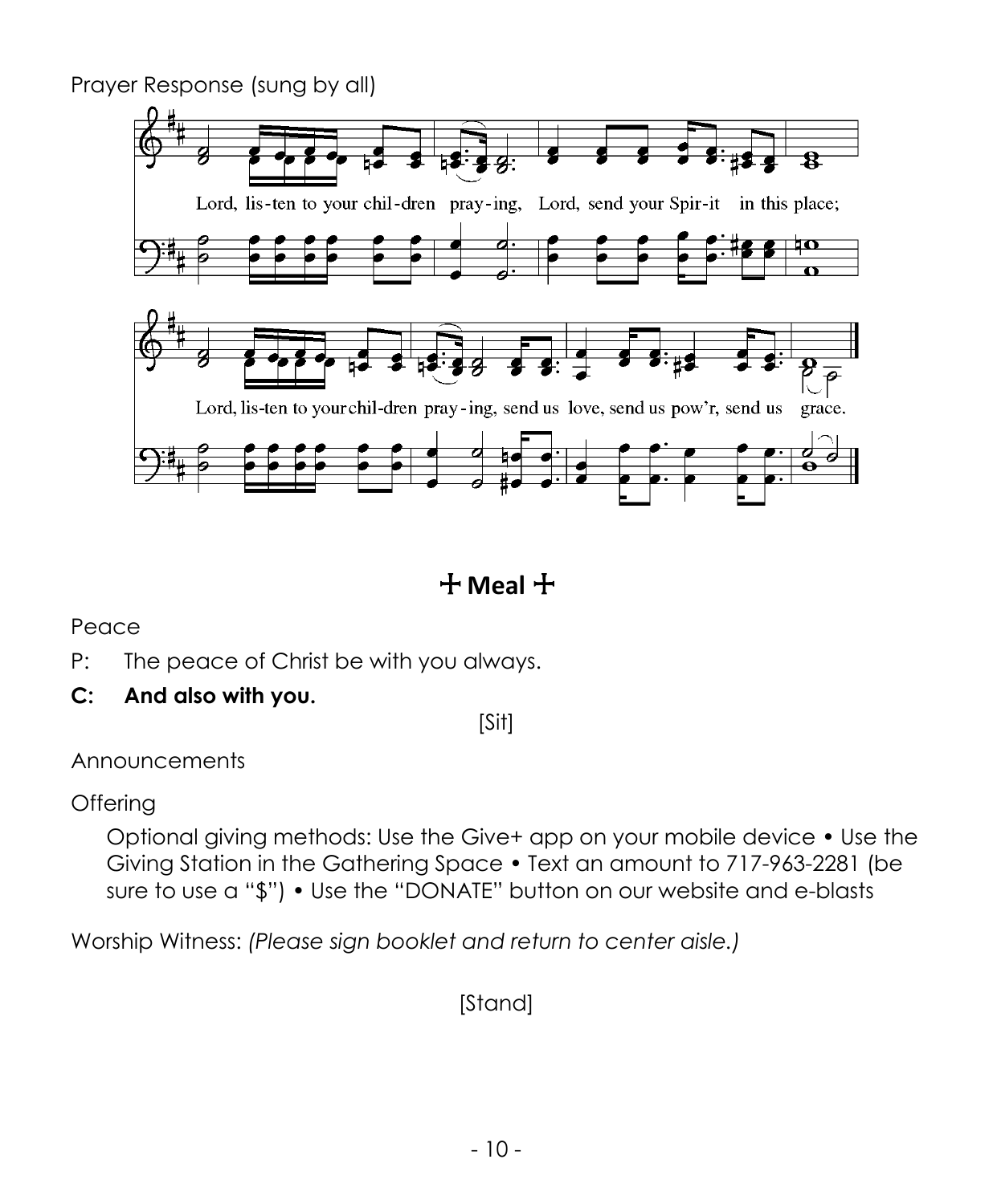Prayer Response (sung by all)

Lord, lis-ten to your chil-dren pray-ing, Lord, send your Spir-it in this place;

Lord, lis-ten to your chil-dren pray-ing, send us love, send us pow'r, send us grace.

## ☩ Meal ☩

Peace

P: The peace of Christ be with you always.

**C: And also with you.**

[Sit]

Announcements

Offering

Optional giving methods: Use the Give+ app on your mobile device • Use the Giving Station in the Gathering Space • Text an amount to 717-963-2281 (be sure to use a "$") • Use the "DONATE" button on our website and e-blasts

Worship Witness: *(Please sign booklet and return to center aisle.)*

[Stand]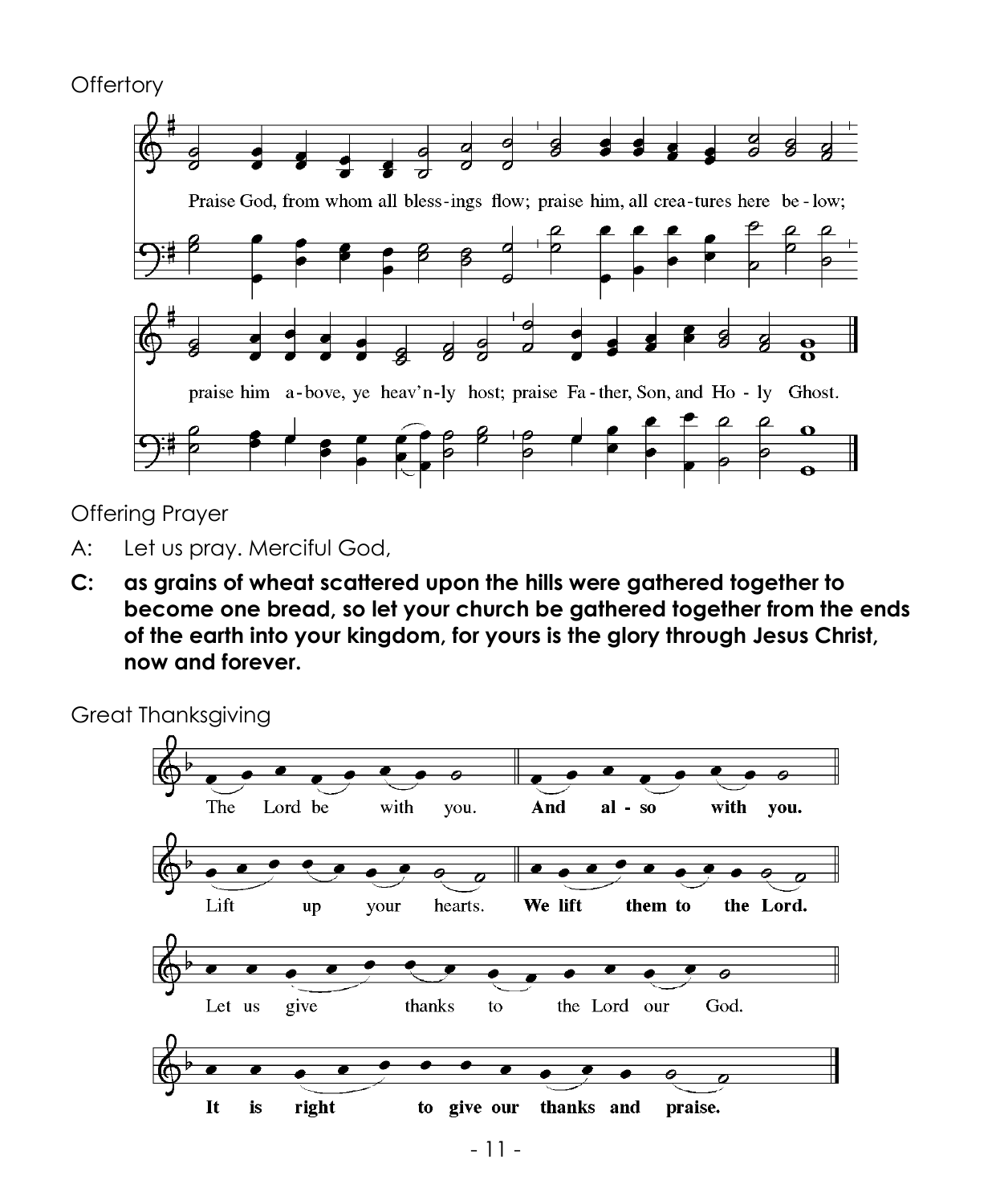Offertory

Praise God, from whom all bless-ings flow; praise him, all crea-tures here be-low;

praise him a-bove, ye heav'n-ly host; praise Fa-ther, Son, and Ho - ly Ghost.

Offering Prayer

A: Let us pray. Merciful God,

**C: as grains of wheat scattered upon the hills were gathered together to become one bread, so let your church be gathered together from the ends of the earth into your kingdom, for yours is the glory through Jesus Christ, now and forever.**

Great Thanksgiving

The Lord be with you. **And al - so with you.**

Lift up your hearts. **We lift them to the Lord.**

Let us give thanks to the Lord our God.

**It is right to give our thanks and praise.**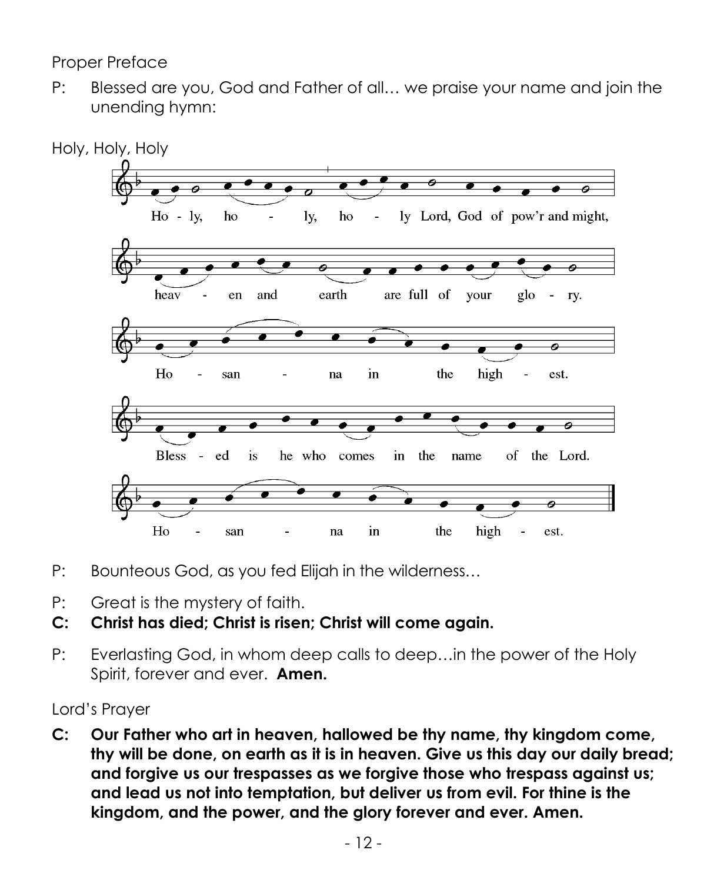Proper Preface

P: Blessed are you, God and Father of all… we praise your name and join the unending hymn:

Holy, Holy, Holy

Ho - ly, ho - ly, ho - ly Lord, God of pow'r and might,
heav - en and earth are full of your glo - ry.
Ho - san - na in the high - est.
Bless - ed is he who comes in the name of the Lord.
Ho - san - na in the high - est.

P: Bounteous God, as you fed Elijah in the wilderness…

P: Great is the mystery of faith.

**C: Christ has died; Christ is risen; Christ will come again.**

P: Everlasting God, in whom deep calls to deep…in the power of the Holy Spirit, forever and ever. **Amen.**

Lord's Prayer

**C: Our Father who art in heaven, hallowed be thy name, thy kingdom come, thy will be done, on earth as it is in heaven. Give us this day our daily bread; and forgive us our trespasses as we forgive those who trespass against us; and lead us not into temptation, but deliver us from evil. For thine is the kingdom, and the power, and the glory forever and ever. Amen.**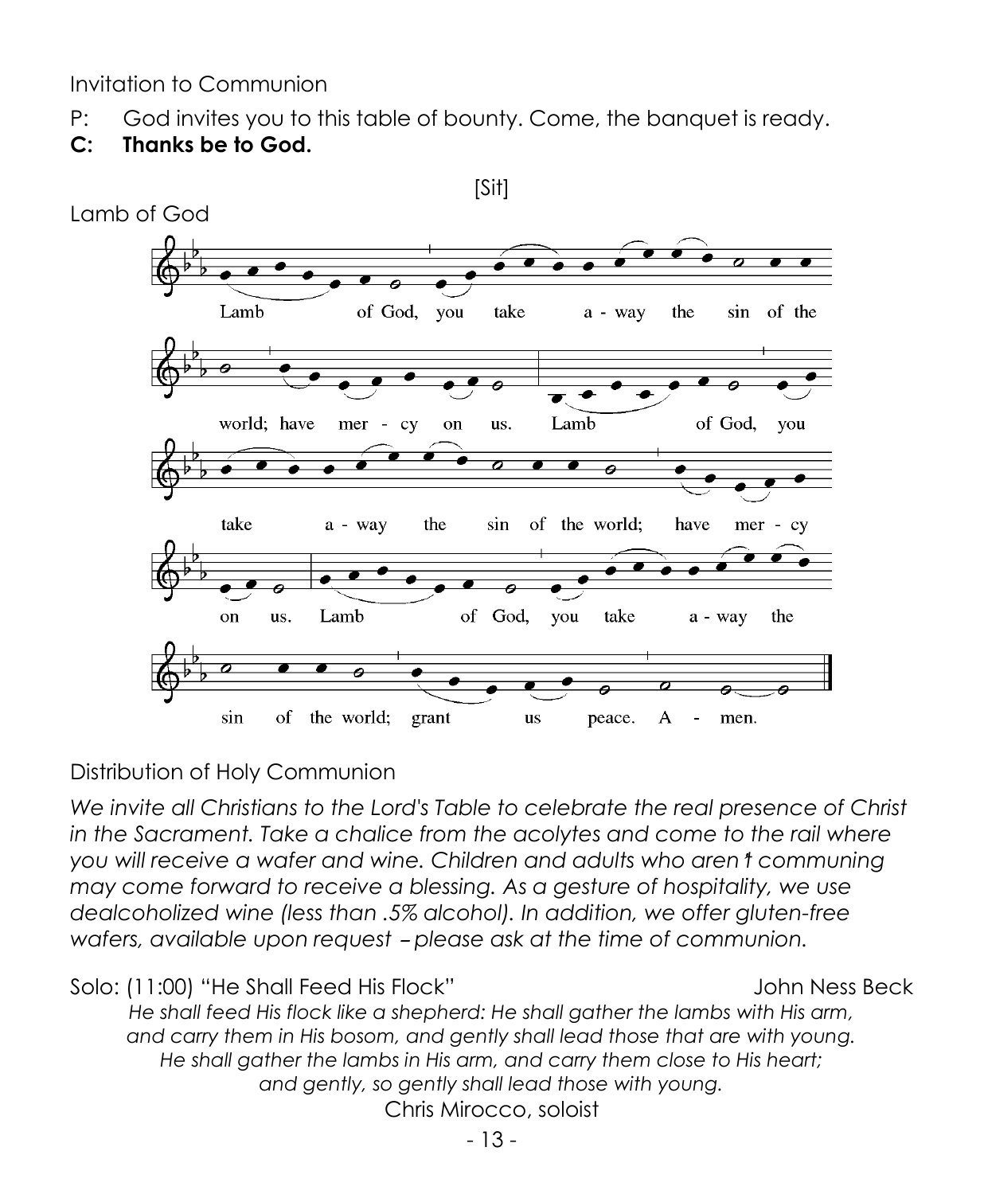Invitation to Communion

P: God invites you to this table of bounty. Come, the banquet is ready.

**C: Thanks be to God.**

[Sit]

Lamb of God

Lamb of God, you take a - way the sin of the world; have mer - cy on us. Lamb of God, you take a - way the sin of the world; have mer - cy on us. Lamb of God, you take a - way the sin of the world; grant us peace. A - men.

Distribution of Holy Communion

*We invite all Christians to the Lord's Table to celebrate the real presence of Christ in the Sacrament. Take a chalice from the acolytes and come to the rail where you will receive a wafer and wine. Children and adults who aren't communing may come forward to receive a blessing. As a gesture of hospitality, we use dealcoholized wine (less than .5% alcohol). In addition, we offer gluten-free wafers, available upon request – please ask at the time of communion.*

Solo: (11:00) "He Shall Feed His Flock" John Ness Beck

*He shall feed His flock like a shepherd: He shall gather the lambs with His arm, and carry them in His bosom, and gently shall lead those that are with young. He shall gather the lambs in His arm, and carry them close to His heart; and gently, so gently shall lead those with young.*

Chris Mirocco, soloist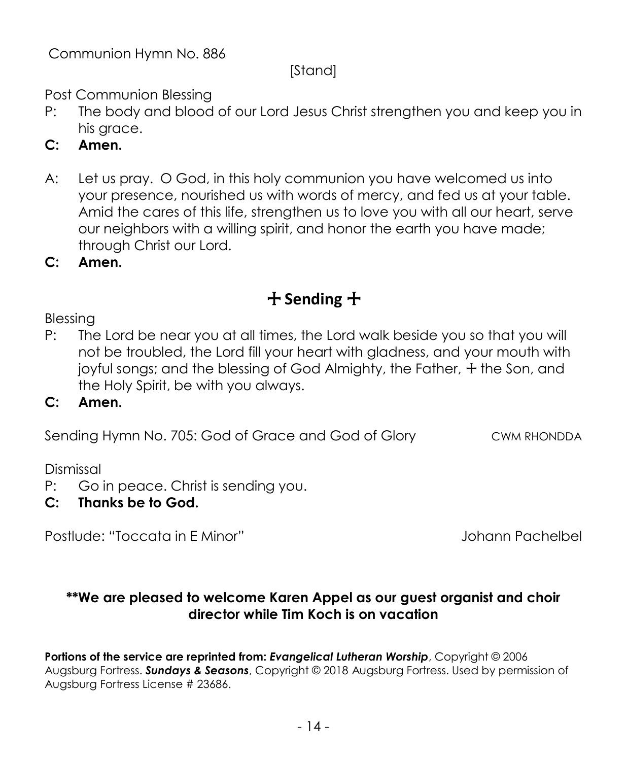Communion Hymn No. 886

[Stand]

Post Communion Blessing

P: The body and blood of our Lord Jesus Christ strengthen you and keep you in his grace.

**C: Amen.**

A: Let us pray. O God, in this holy communion you have welcomed us into your presence, nourished us with words of mercy, and fed us at your table. Amid the cares of this life, strengthen us to love you with all our heart, serve our neighbors with a willing spirit, and honor the earth you have made; through Christ our Lord.

**C: Amen.**

## ☩ Sending ☩

Blessing

P: The Lord be near you at all times, the Lord walk beside you so that you will not be troubled, the Lord fill your heart with gladness, and your mouth with joyful songs; and the blessing of God Almighty, the Father, ☩ the Son, and the Holy Spirit, be with you always.

**C: Amen.**

Sending Hymn No. 705: God of Grace and God of Glory — CWM RHONDDA

Dismissal

P: Go in peace. Christ is sending you.

**C: Thanks be to God.**

Postlude: "Toccata in E Minor" — Johann Pachelbel

**\*\*We are pleased to welcome Karen Appel as our guest organist and choir director while Tim Koch is on vacation**

**Portions of the service are reprinted from: *Evangelical Lutheran Worship***, Copyright © 2006 Augsburg Fortress. ***Sundays & Seasons***, Copyright © 2018 Augsburg Fortress. Used by permission of Augsburg Fortress License # 23686.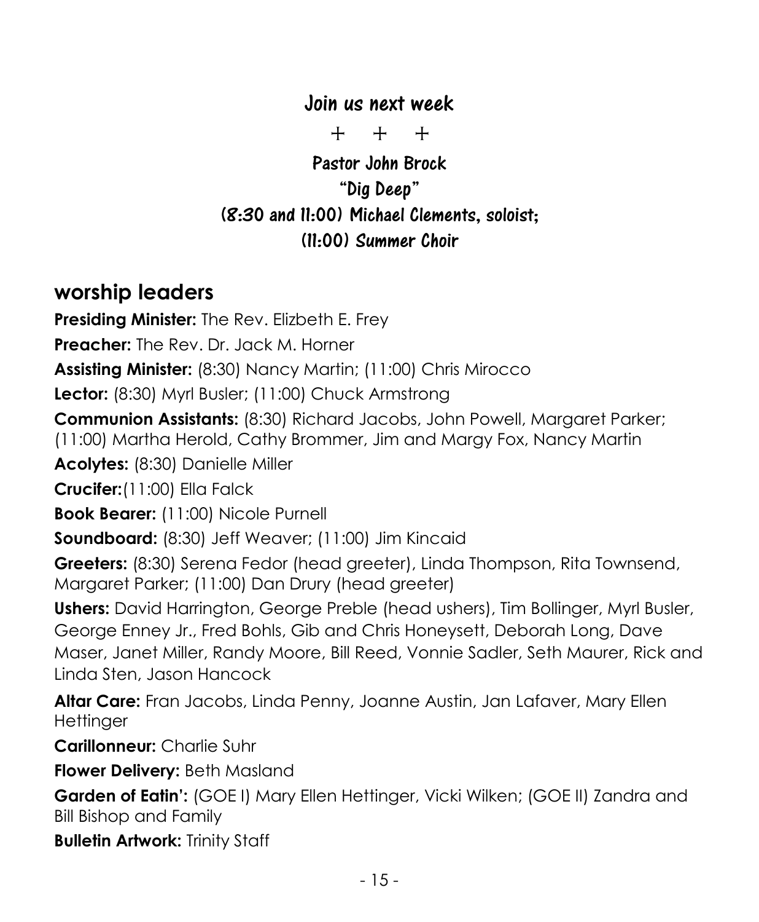## Join us next week

\+ \+ \+

**Pastor John Brock**

**"Dig Deep"**

**(8:30 and 11:00) Michael Clements, soloist;**

**(11:00) Summer Choir**

## worship leaders

**Presiding Minister:** The Rev. Elizbeth E. Frey

**Preacher:** The Rev. Dr. Jack M. Horner

**Assisting Minister:** (8:30) Nancy Martin; (11:00) Chris Mirocco

**Lector:** (8:30) Myrl Busler; (11:00) Chuck Armstrong

**Communion Assistants:** (8:30) Richard Jacobs, John Powell, Margaret Parker; (11:00) Martha Herold, Cathy Brommer, Jim and Margy Fox, Nancy Martin

**Acolytes:** (8:30) Danielle Miller

**Crucifer:**(11:00) Ella Falck

**Book Bearer:** (11:00) Nicole Purnell

**Soundboard:** (8:30) Jeff Weaver; (11:00) Jim Kincaid

**Greeters:** (8:30) Serena Fedor (head greeter), Linda Thompson, Rita Townsend, Margaret Parker; (11:00) Dan Drury (head greeter)

**Ushers:** David Harrington, George Preble (head ushers), Tim Bollinger, Myrl Busler, George Enney Jr., Fred Bohls, Gib and Chris Honeysett, Deborah Long, Dave Maser, Janet Miller, Randy Moore, Bill Reed, Vonnie Sadler, Seth Maurer, Rick and Linda Sten, Jason Hancock

**Altar Care:** Fran Jacobs, Linda Penny, Joanne Austin, Jan Lafaver, Mary Ellen Hettinger

**Carillonneur:** Charlie Suhr

**Flower Delivery:** Beth Masland

**Garden of Eatin':** (GOE I) Mary Ellen Hettinger, Vicki Wilken; (GOE II) Zandra and Bill Bishop and Family

**Bulletin Artwork:** Trinity Staff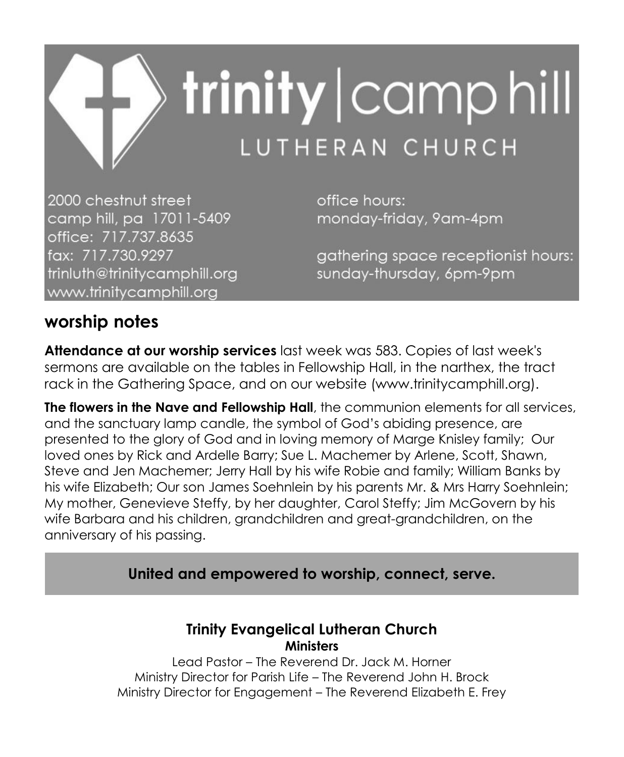# trinity | camp hill
## LUTHERAN CHURCH

2000 chestnut street
camp hill, pa 17011-5409
office: 717.737.8635
fax: 717.730.9297
trinluth@trinitycamphill.org
www.trinitycamphill.org

office hours:
monday-friday, 9am-4pm

gathering space receptionist hours:
sunday-thursday, 6pm-9pm

## worship notes

**Attendance at our worship services** last week was 583. Copies of last week's sermons are available on the tables in Fellowship Hall, in the narthex, the tract rack in the Gathering Space, and on our website (www.trinitycamphill.org).

**The flowers in the Nave and Fellowship Hall**, the communion elements for all services, and the sanctuary lamp candle, the symbol of God's abiding presence, are presented to the glory of God and in loving memory of Marge Knisley family; Our loved ones by Rick and Ardelle Barry; Sue L. Machemer by Arlene, Scott, Shawn, Steve and Jen Machemer; Jerry Hall by his wife Robie and family; William Banks by his wife Elizabeth; Our son James Soehnlein by his parents Mr. & Mrs Harry Soehnlein; My mother, Genevieve Steffy, by her daughter, Carol Steffy; Jim McGovern by his wife Barbara and his children, grandchildren and great-grandchildren, on the anniversary of his passing.

**United and empowered to worship, connect, serve.**

**Trinity Evangelical Lutheran Church**
**Ministers**

Lead Pastor – The Reverend Dr. Jack M. Horner
Ministry Director for Parish Life – The Reverend John H. Brock
Ministry Director for Engagement – The Reverend Elizabeth E. Frey